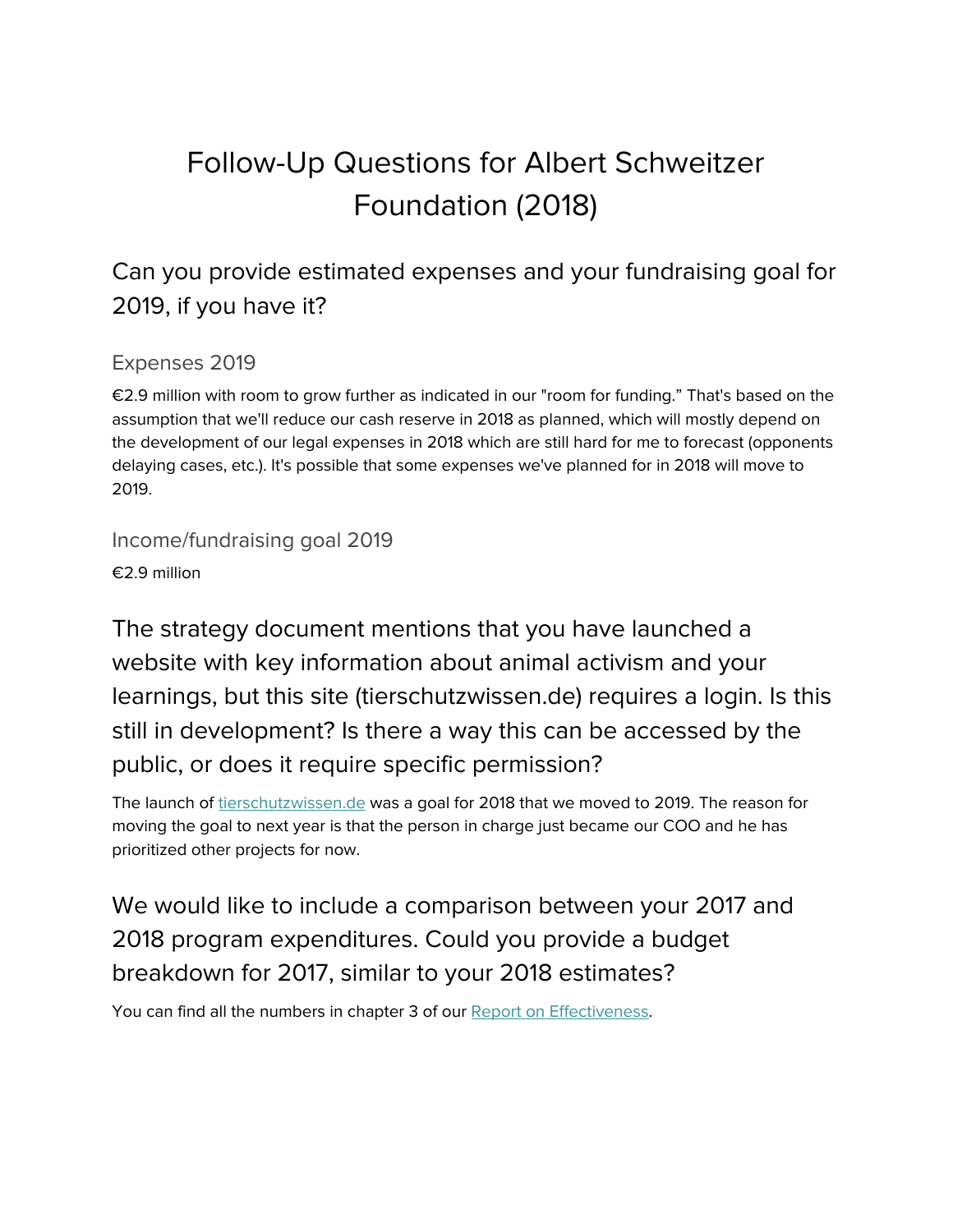# Follow-Up Questions for Albert Schweitzer Foundation (2018)

## Can you provide estimated expenses and your fundraising goal for 2019, if you have it?

### Expenses 2019

€2.9 million with room to grow further as indicated in our "room for funding." That's based on the assumption that we'll reduce our cash reserve in 2018 as planned, which will mostly depend on the development of our legal expenses in 2018 which are still hard for me to forecast (opponents delaying cases, etc.). It's possible that some expenses we've planned for in 2018 will move to 2019.

### Income/fundraising goal 2019

€2.9 million

## The strategy document mentions that you have launched a website with key information about animal activism and your learnings, but this site (tierschutzwissen.de) requires a login. Is this still in development? Is there a way this can be accessed by the public, or does it require specific permission?

The launch of [tierschutzwissen.de](tierschutzwissen.de) was a goal for 2018 that we moved to 2019. The reason for moving the goal to next year is that the person in charge just became our COO and he has prioritized other projects for now.

## We would like to include a comparison between your 2017 and 2018 program expenditures. Could you provide a budget breakdown for 2017, similar to your 2018 estimates?

You can find all the numbers in chapter 3 of our Report on Effectiveness.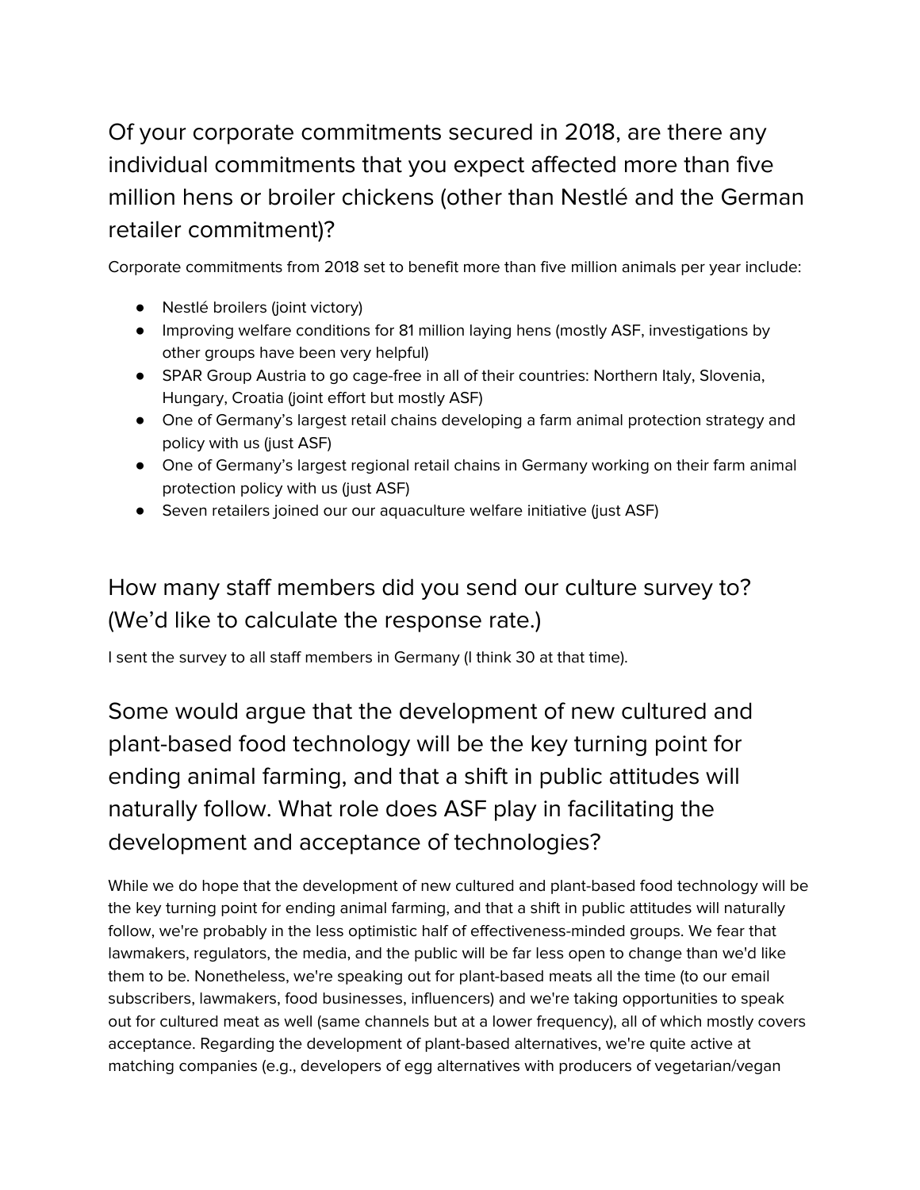## Of your corporate commitments secured in 2018, are there any individual commitments that you expect affected more than five million hens or broiler chickens (other than Nestlé and the German retailer commitment)?

Corporate commitments from 2018 set to benefit more than five million animals per year include:

- Nestlé broilers (joint victory)
- Improving welfare conditions for 81 million laying hens (mostly ASF, investigations by other groups have been very helpful)
- SPAR Group Austria to go cage-free in all of their countries: Northern Italy, Slovenia, Hungary, Croatia (joint effort but mostly ASF)
- One of Germany's largest retail chains developing a farm animal protection strategy and policy with us (just ASF)
- One of Germany's largest regional retail chains in Germany working on their farm animal protection policy with us (just ASF)
- Seven retailers joined our our aquaculture welfare initiative (just ASF)

## How many staff members did you send our culture survey to? (We'd like to calculate the response rate.)

I sent the survey to all staff members in Germany (I think 30 at that time).

## Some would argue that the development of new cultured and plant-based food technology will be the key turning point for ending animal farming, and that a shift in public attitudes will naturally follow. What role does ASF play in facilitating the development and acceptance of technologies?

While we do hope that the development of new cultured and plant-based food technology will be the key turning point for ending animal farming, and that a shift in public attitudes will naturally follow, we're probably in the less optimistic half of effectiveness-minded groups. We fear that lawmakers, regulators, the media, and the public will be far less open to change than we'd like them to be. Nonetheless, we're speaking out for plant-based meats all the time (to our email subscribers, lawmakers, food businesses, influencers) and we're taking opportunities to speak out for cultured meat as well (same channels but at a lower frequency), all of which mostly covers acceptance. Regarding the development of plant-based alternatives, we're quite active at matching companies (e.g., developers of egg alternatives with producers of vegetarian/vegan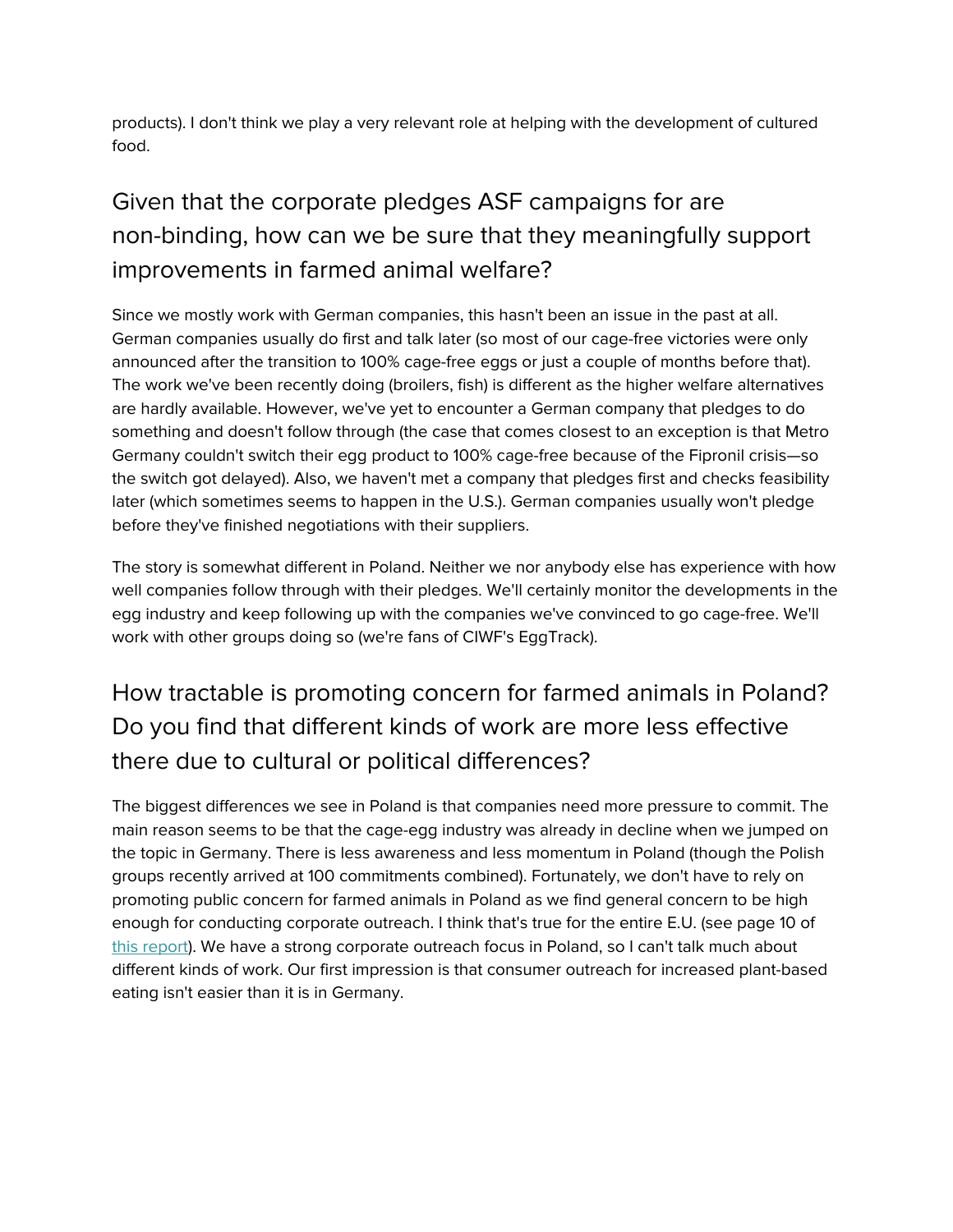products). I don't think we play a very relevant role at helping with the development of cultured food.

## Given that the corporate pledges ASF campaigns for are non-binding, how can we be sure that they meaningfully support improvements in farmed animal welfare?

Since we mostly work with German companies, this hasn't been an issue in the past at all. German companies usually do first and talk later (so most of our cage-free victories were only announced after the transition to 100% cage-free eggs or just a couple of months before that). The work we've been recently doing (broilers, fish) is different as the higher welfare alternatives are hardly available. However, we've yet to encounter a German company that pledges to do something and doesn't follow through (the case that comes closest to an exception is that Metro Germany couldn't switch their egg product to 100% cage-free because of the Fipronil crisis—so the switch got delayed). Also, we haven't met a company that pledges first and checks feasibility later (which sometimes seems to happen in the U.S.). German companies usually won't pledge before they've finished negotiations with their suppliers.

The story is somewhat different in Poland. Neither we nor anybody else has experience with how well companies follow through with their pledges. We'll certainly monitor the developments in the egg industry and keep following up with the companies we've convinced to go cage-free. We'll work with other groups doing so (we're fans of CIWF's EggTrack).

## How tractable is promoting concern for farmed animals in Poland? Do you find that different kinds of work are more less effective there due to cultural or political differences?

The biggest differences we see in Poland is that companies need more pressure to commit. The main reason seems to be that the cage-egg industry was already in decline when we jumped on the topic in Germany. There is less awareness and less momentum in Poland (though the Polish groups recently arrived at 100 commitments combined). Fortunately, we don't have to rely on promoting public concern for farmed animals in Poland as we find general concern to be high enough for conducting corporate outreach. I think that's true for the entire E.U. (see page 10 of this report). We have a strong corporate outreach focus in Poland, so I can't talk much about different kinds of work. Our first impression is that consumer outreach for increased plant-based eating isn't easier than it is in Germany.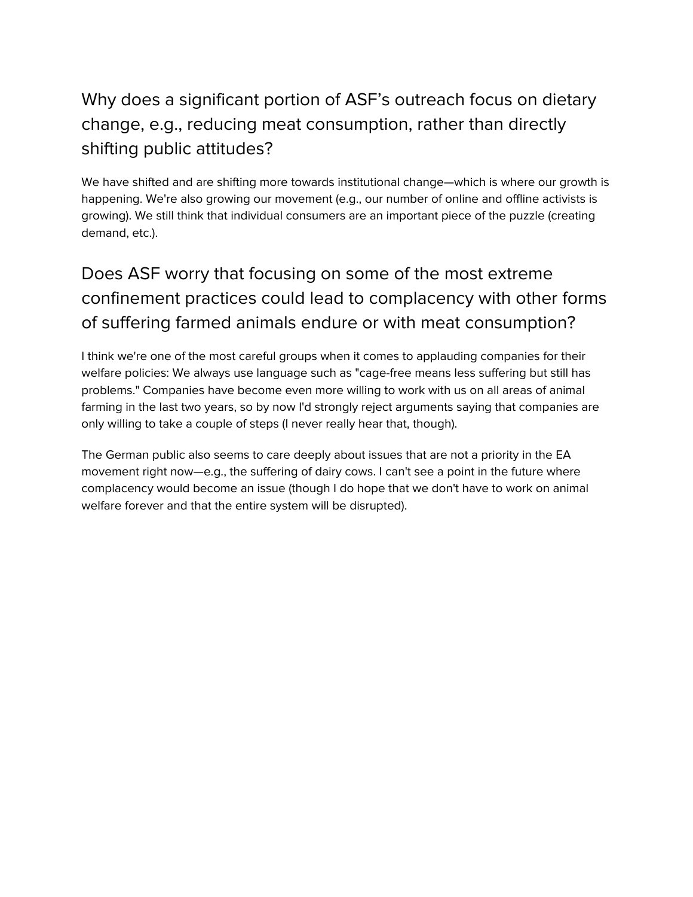## Why does a significant portion of ASF's outreach focus on dietary change, e.g., reducing meat consumption, rather than directly shifting public attitudes?

We have shifted and are shifting more towards institutional change—which is where our growth is happening. We're also growing our movement (e.g., our number of online and offline activists is growing). We still think that individual consumers are an important piece of the puzzle (creating demand, etc.).

## Does ASF worry that focusing on some of the most extreme confinement practices could lead to complacency with other forms of suffering farmed animals endure or with meat consumption?

I think we're one of the most careful groups when it comes to applauding companies for their welfare policies: We always use language such as "cage-free means less suffering but still has problems." Companies have become even more willing to work with us on all areas of animal farming in the last two years, so by now I'd strongly reject arguments saying that companies are only willing to take a couple of steps (I never really hear that, though).

The German public also seems to care deeply about issues that are not a priority in the EA movement right now—e.g., the suffering of dairy cows. I can't see a point in the future where complacency would become an issue (though I do hope that we don't have to work on animal welfare forever and that the entire system will be disrupted).